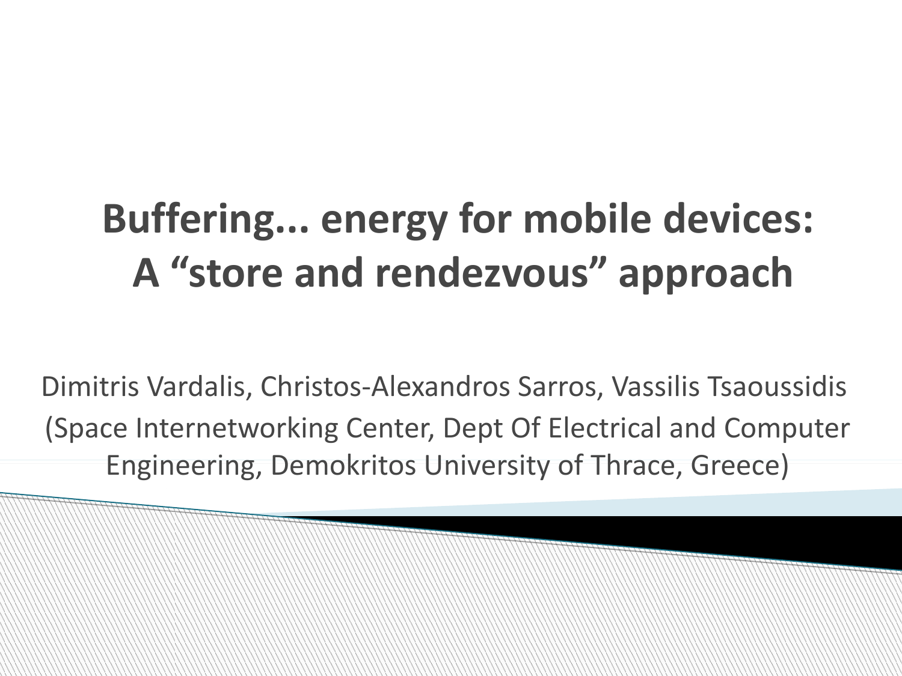# Buffering... energy for mobile devices: A "store and rendezvous" approach

Dimitris Vardalis, Christos-Alexandros Sarros, Vassilis Tsaoussidis
(Space Internetworking Center, Dept Of Electrical and Computer Engineering, Demokritos University of Thrace, Greece)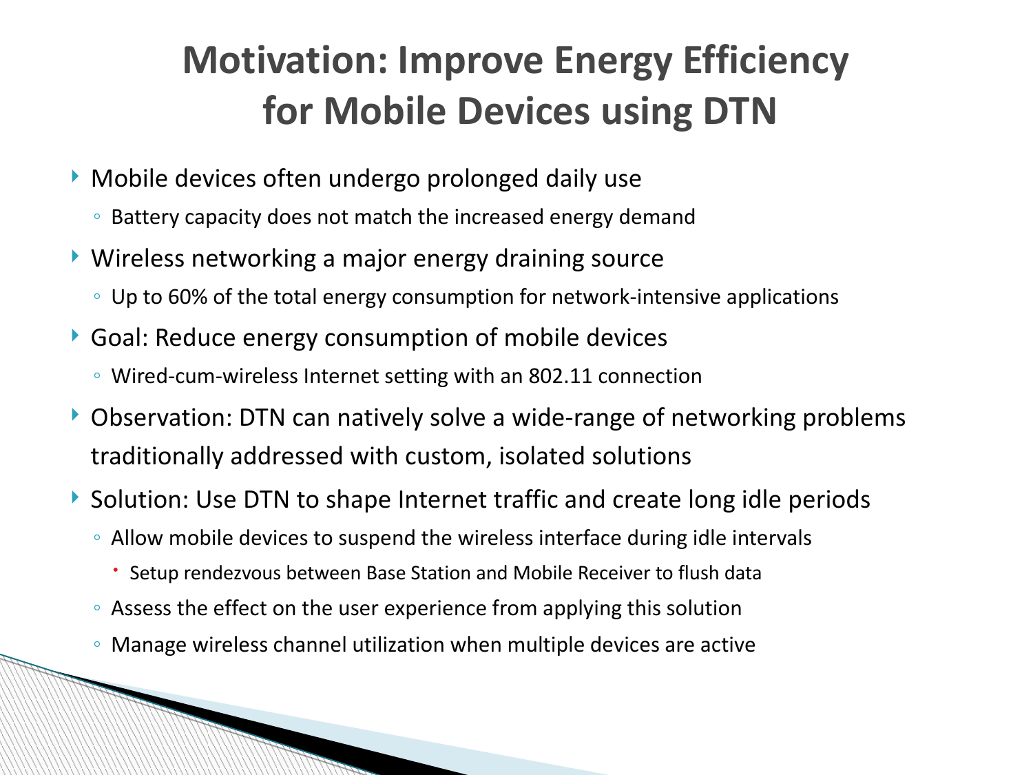# Motivation: Improve Energy Efficiency for Mobile Devices using DTN

- Mobile devices often undergo prolonged daily use
  - Battery capacity does not match the increased energy demand
- Wireless networking a major energy draining source
  - Up to 60% of the total energy consumption for network-intensive applications
- Goal: Reduce energy consumption of mobile devices
  - Wired-cum-wireless Internet setting with an 802.11 connection
- Observation: DTN can natively solve a wide-range of networking problems traditionally addressed with custom, isolated solutions
- Solution: Use DTN to shape Internet traffic and create long idle periods
  - Allow mobile devices to suspend the wireless interface during idle intervals
    - Setup rendezvous between Base Station and Mobile Receiver to flush data
  - Assess the effect on the user experience from applying this solution
  - Manage wireless channel utilization when multiple devices are active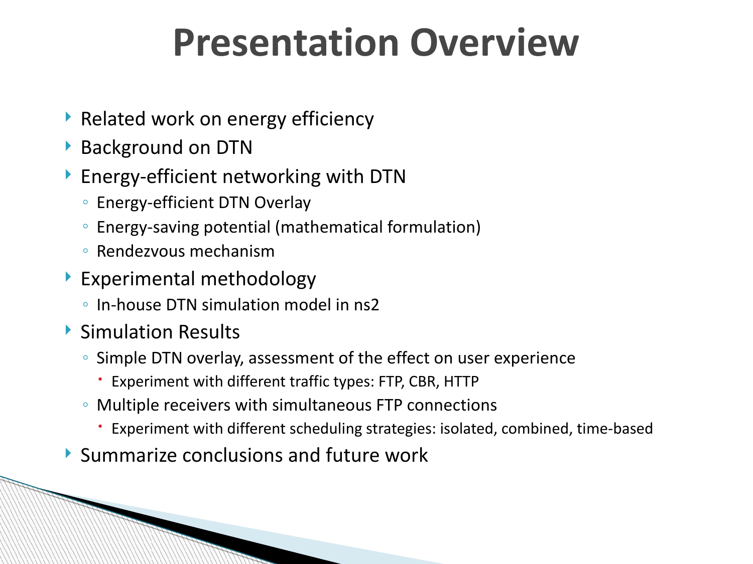# Presentation Overview

- Related work on energy efficiency
- Background on DTN
- Energy-efficient networking with DTN
  - Energy-efficient DTN Overlay
  - Energy-saving potential (mathematical formulation)
  - Rendezvous mechanism
- Experimental methodology
  - In-house DTN simulation model in ns2
- Simulation Results
  - Simple DTN overlay, assessment of the effect on user experience
    - Experiment with different traffic types: FTP, CBR, HTTP
  - Multiple receivers with simultaneous FTP connections
    - Experiment with different scheduling strategies: isolated, combined, time-based
- Summarize conclusions and future work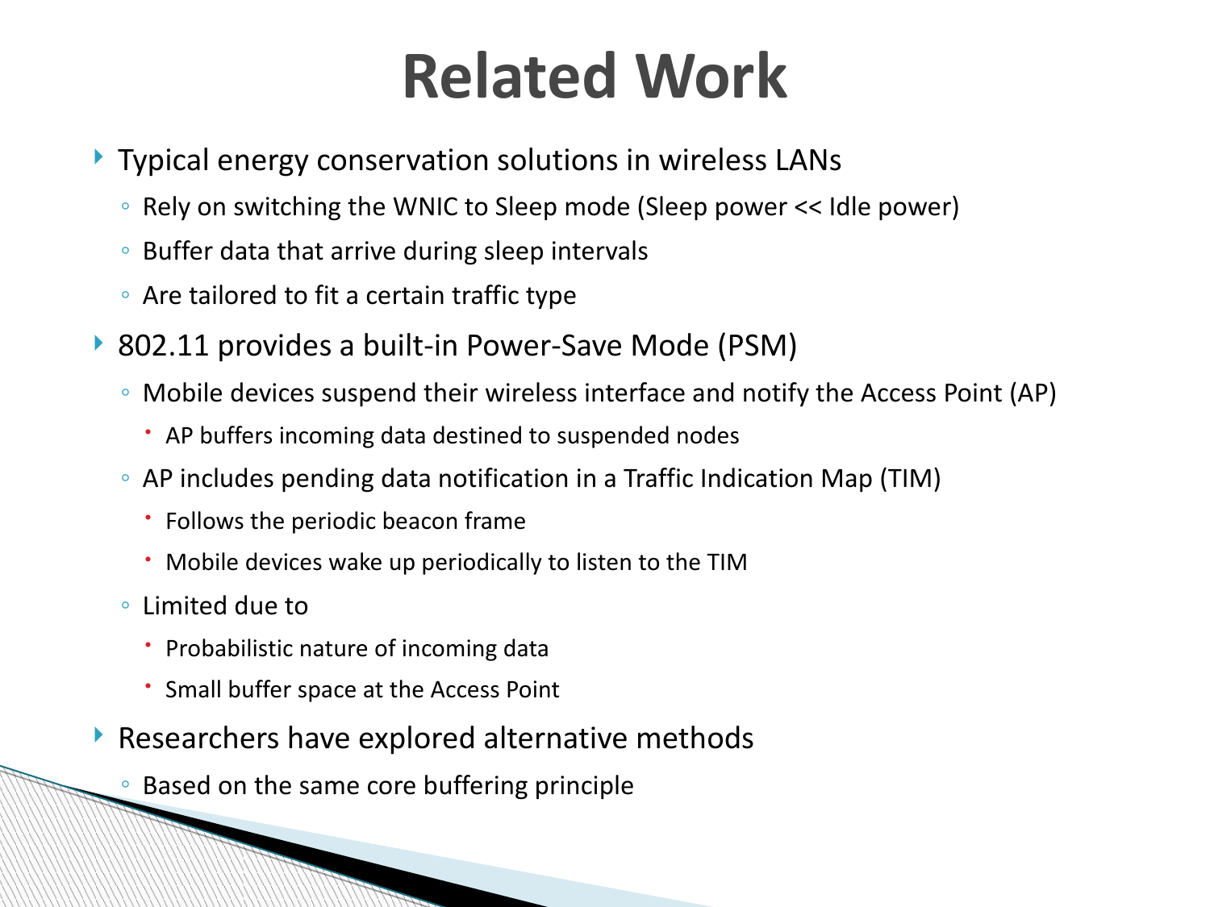# Related Work

- Typical energy conservation solutions in wireless LANs
  - Rely on switching the WNIC to Sleep mode (Sleep power << Idle power)
  - Buffer data that arrive during sleep intervals
  - Are tailored to fit a certain traffic type
- 802.11 provides a built-in Power-Save Mode (PSM)
  - Mobile devices suspend their wireless interface and notify the Access Point (AP)
    - AP buffers incoming data destined to suspended nodes
  - AP includes pending data notification in a Traffic Indication Map (TIM)
    - Follows the periodic beacon frame
    - Mobile devices wake up periodically to listen to the TIM
  - Limited due to
    - Probabilistic nature of incoming data
    - Small buffer space at the Access Point
- Researchers have explored alternative methods
  - Based on the same core buffering principle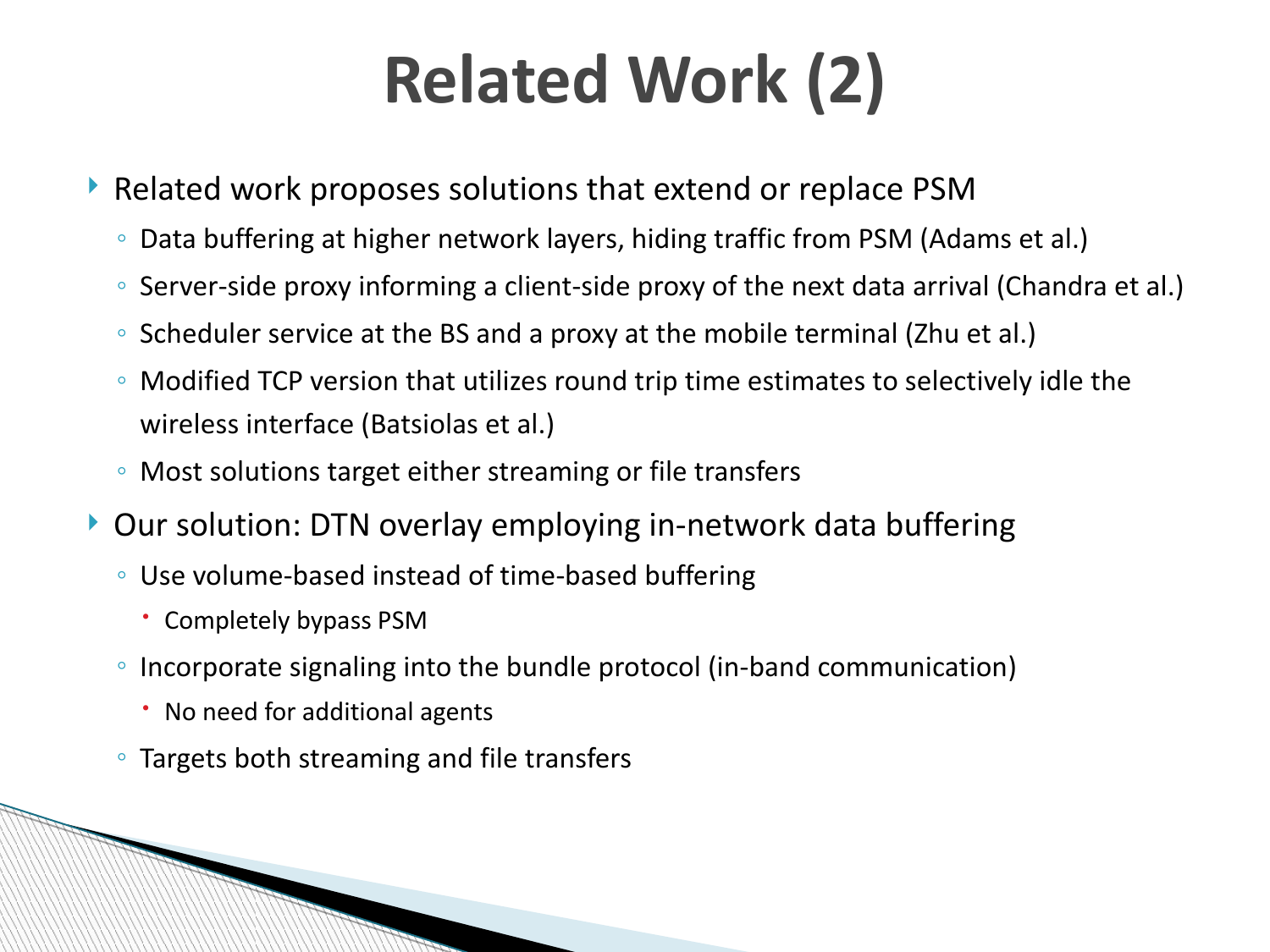# Related Work (2)

- Related work proposes solutions that extend or replace PSM
  - Data buffering at higher network layers, hiding traffic from PSM (Adams et al.)
  - Server-side proxy informing a client-side proxy of the next data arrival (Chandra et al.)
  - Scheduler service at the BS and a proxy at the mobile terminal (Zhu et al.)
  - Modified TCP version that utilizes round trip time estimates to selectively idle the wireless interface (Batsiolas et al.)
  - Most solutions target either streaming or file transfers
- Our solution: DTN overlay employing in-network data buffering
  - Use volume-based instead of time-based buffering
    - Completely bypass PSM
  - Incorporate signaling into the bundle protocol (in-band communication)
    - No need for additional agents
  - Targets both streaming and file transfers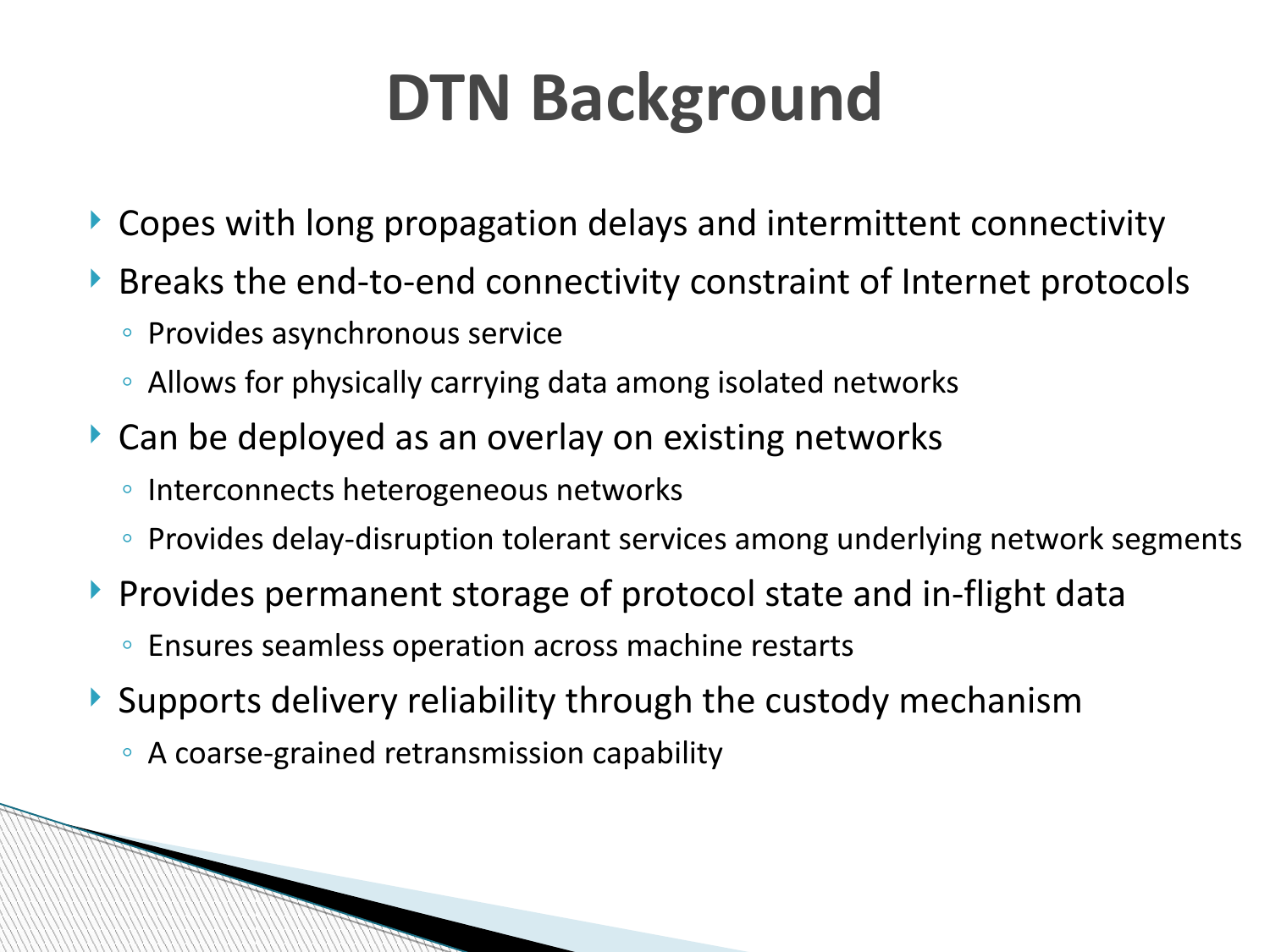# DTN Background

- Copes with long propagation delays and intermittent connectivity
- Breaks the end-to-end connectivity constraint of Internet protocols
  - Provides asynchronous service
  - Allows for physically carrying data among isolated networks
- Can be deployed as an overlay on existing networks
  - Interconnects heterogeneous networks
  - Provides delay-disruption tolerant services among underlying network segments
- Provides permanent storage of protocol state and in-flight data
  - Ensures seamless operation across machine restarts
- Supports delivery reliability through the custody mechanism
  - A coarse-grained retransmission capability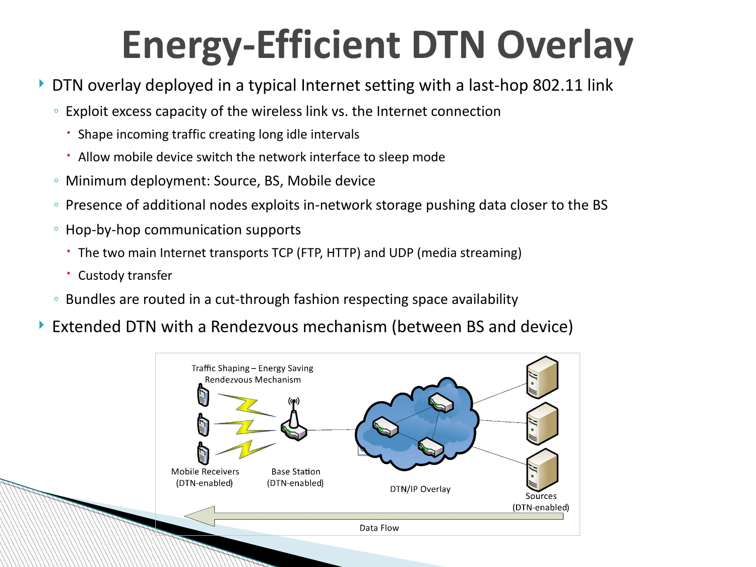# Energy-Efficient DTN Overlay

- DTN overlay deployed in a typical Internet setting with a last-hop 802.11 link
  - Exploit excess capacity of the wireless link vs. the Internet connection
    - Shape incoming traffic creating long idle intervals
    - Allow mobile device switch the network interface to sleep mode
  - Minimum deployment: Source, BS, Mobile device
  - Presence of additional nodes exploits in-network storage pushing data closer to the BS
  - Hop-by-hop communication supports
    - The two main Internet transports TCP (FTP, HTTP) and UDP (media streaming)
    - Custody transfer
  - Bundles are routed in a cut-through fashion respecting space availability
- Extended DTN with a Rendezvous mechanism (between BS and device)

Traffic Shaping – Energy Saving Rendezvous Mechanism

Mobile Receivers (DTN-enabled)

Base Station (DTN-enabled)

DTN/IP Overlay

Sources (DTN-enabled)

Data Flow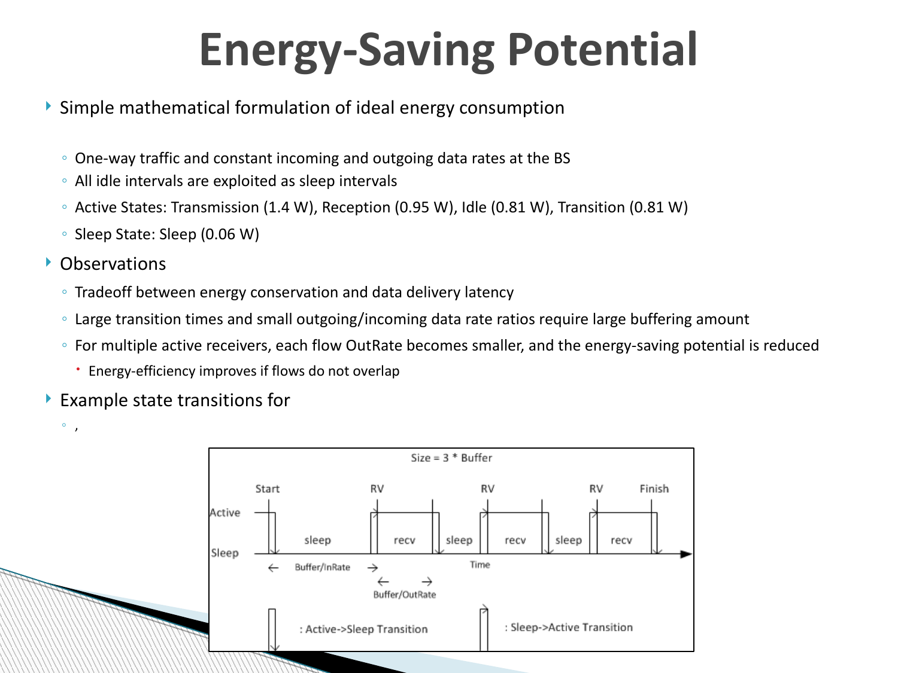# Energy-Saving Potential

- Simple mathematical formulation of ideal energy consumption
  - One-way traffic and constant incoming and outgoing data rates at the BS
  - All idle intervals are exploited as sleep intervals
  - Active States: Transmission (1.4 W), Reception (0.95 W), Idle (0.81 W), Transition (0.81 W)
  - Sleep State: Sleep (0.06 W)
- Observations
  - Tradeoff between energy conservation and data delivery latency
  - Large transition times and small outgoing/incoming data rate ratios require large buffering amount
  - For multiple active receivers, each flow OutRate becomes smaller, and the energy-saving potential is reduced
    - Energy-efficiency improves if flows do not overlap
- Example state transitions for
  - ,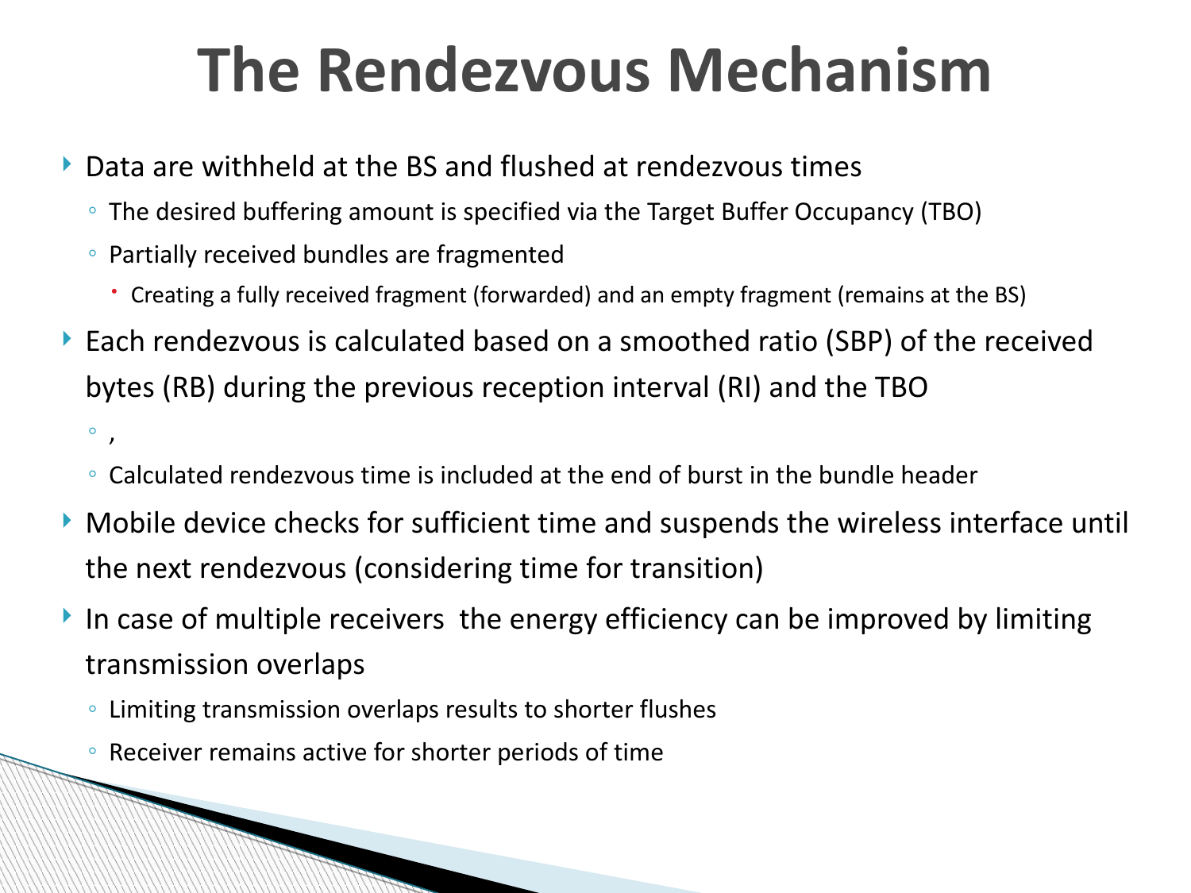# The Rendezvous Mechanism

- Data are withheld at the BS and flushed at rendezvous times
  - The desired buffering amount is specified via the Target Buffer Occupancy (TBO)
  - Partially received bundles are fragmented
    - Creating a fully received fragment (forwarded) and an empty fragment (remains at the BS)
- Each rendezvous is calculated based on a smoothed ratio (SBP) of the received bytes (RB) during the previous reception interval (RI) and the TBO
  - ,
  - Calculated rendezvous time is included at the end of burst in the bundle header
- Mobile device checks for sufficient time and suspends the wireless interface until the next rendezvous (considering time for transition)
- In case of multiple receivers  the energy efficiency can be improved by limiting transmission overlaps
  - Limiting transmission overlaps results to shorter flushes
  - Receiver remains active for shorter periods of time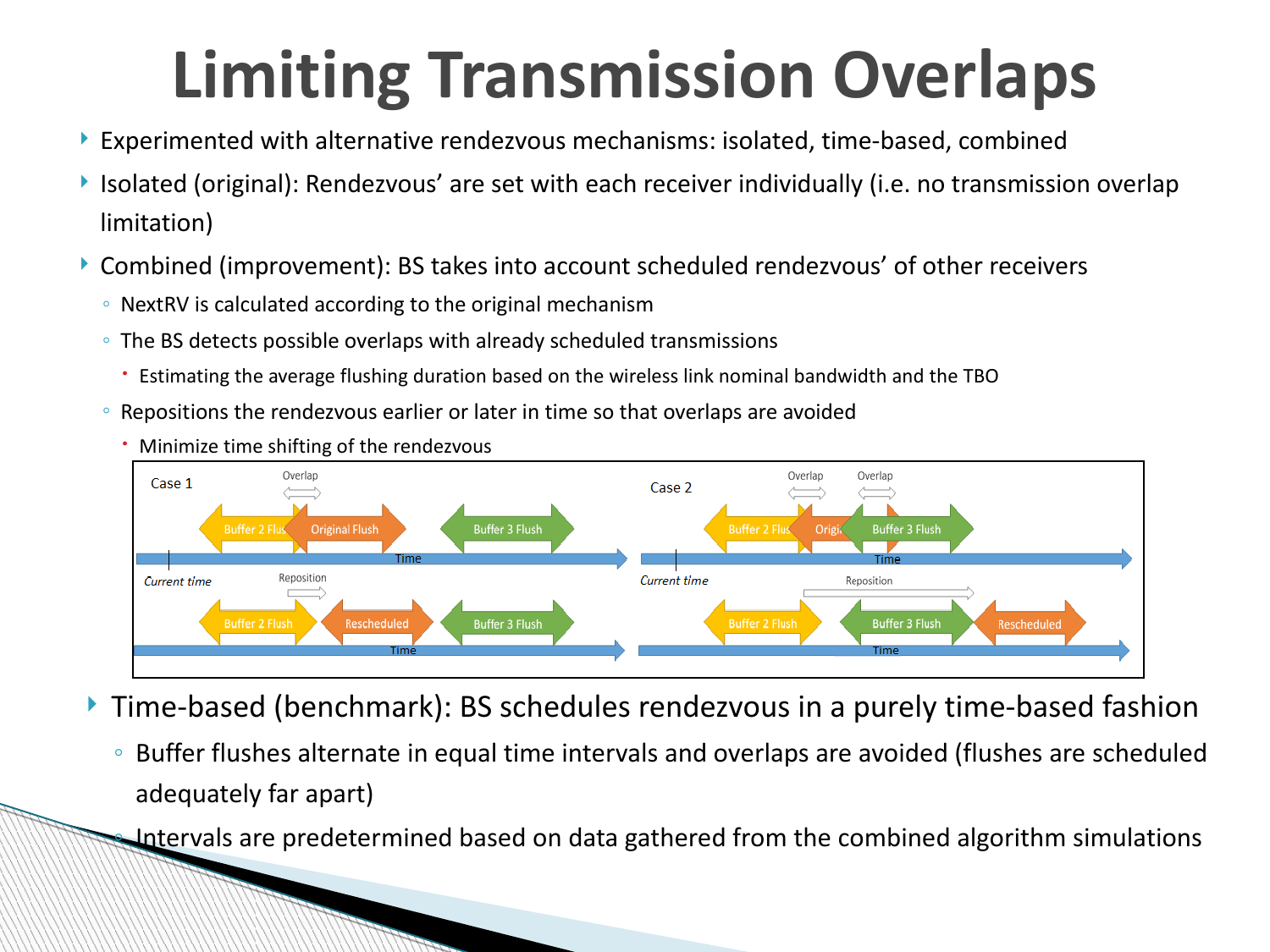# Limiting Transmission Overlaps

- Experimented with alternative rendezvous mechanisms: isolated, time-based, combined
- Isolated (original): Rendezvous' are set with each receiver individually (i.e. no transmission overlap limitation)
- Combined (improvement): BS takes into account scheduled rendezvous' of other receivers
  - NextRV is calculated according to the original mechanism
  - The BS detects possible overlaps with already scheduled transmissions
    - Estimating the average flushing duration based on the wireless link nominal bandwidth and the TBO
  - Repositions the rendezvous earlier or later in time so that overlaps are avoided
    - Minimize time shifting of the rendezvous
- Time-based (benchmark): BS schedules rendezvous in a purely time-based fashion
  - Buffer flushes alternate in equal time intervals and overlaps are avoided (flushes are scheduled adequately far apart)
  - Intervals are predetermined based on data gathered from the combined algorithm simulations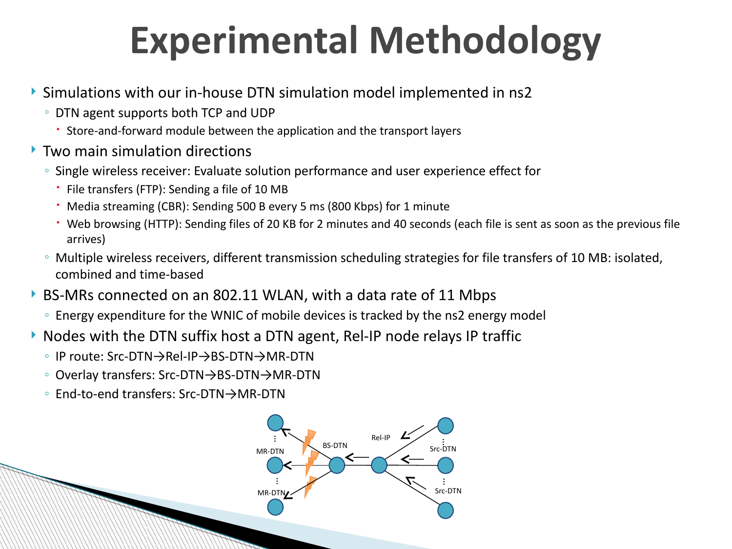# Experimental Methodology

- Simulations with our in-house DTN simulation model implemented in ns2
  - DTN agent supports both TCP and UDP
    - Store-and-forward module between the application and the transport layers
- Two main simulation directions
  - Single wireless receiver: Evaluate solution performance and user experience effect for
    - File transfers (FTP): Sending a file of 10 MB
    - Media streaming (CBR): Sending 500 B every 5 ms (800 Kbps) for 1 minute
    - Web browsing (HTTP): Sending files of 20 KB for 2 minutes and 40 seconds (each file is sent as soon as the previous file arrives)
  - Multiple wireless receivers, different transmission scheduling strategies for file transfers of 10 MB: isolated, combined and time-based
- BS-MRs connected on an 802.11 WLAN, with a data rate of 11 Mbps
  - Energy expenditure for the WNIC of mobile devices is tracked by the ns2 energy model
- Nodes with the DTN suffix host a DTN agent, Rel-IP node relays IP traffic
  - IP route: Src-DTN→Rel-IP→BS-DTN→MR-DTN
  - Overlay transfers: Src-DTN→BS-DTN→MR-DTN
  - End-to-end transfers: Src-DTN→MR-DTN

MR-DTN, MR-DTN, BS-DTN, Rel-IP, Src-DTN, Src-DTN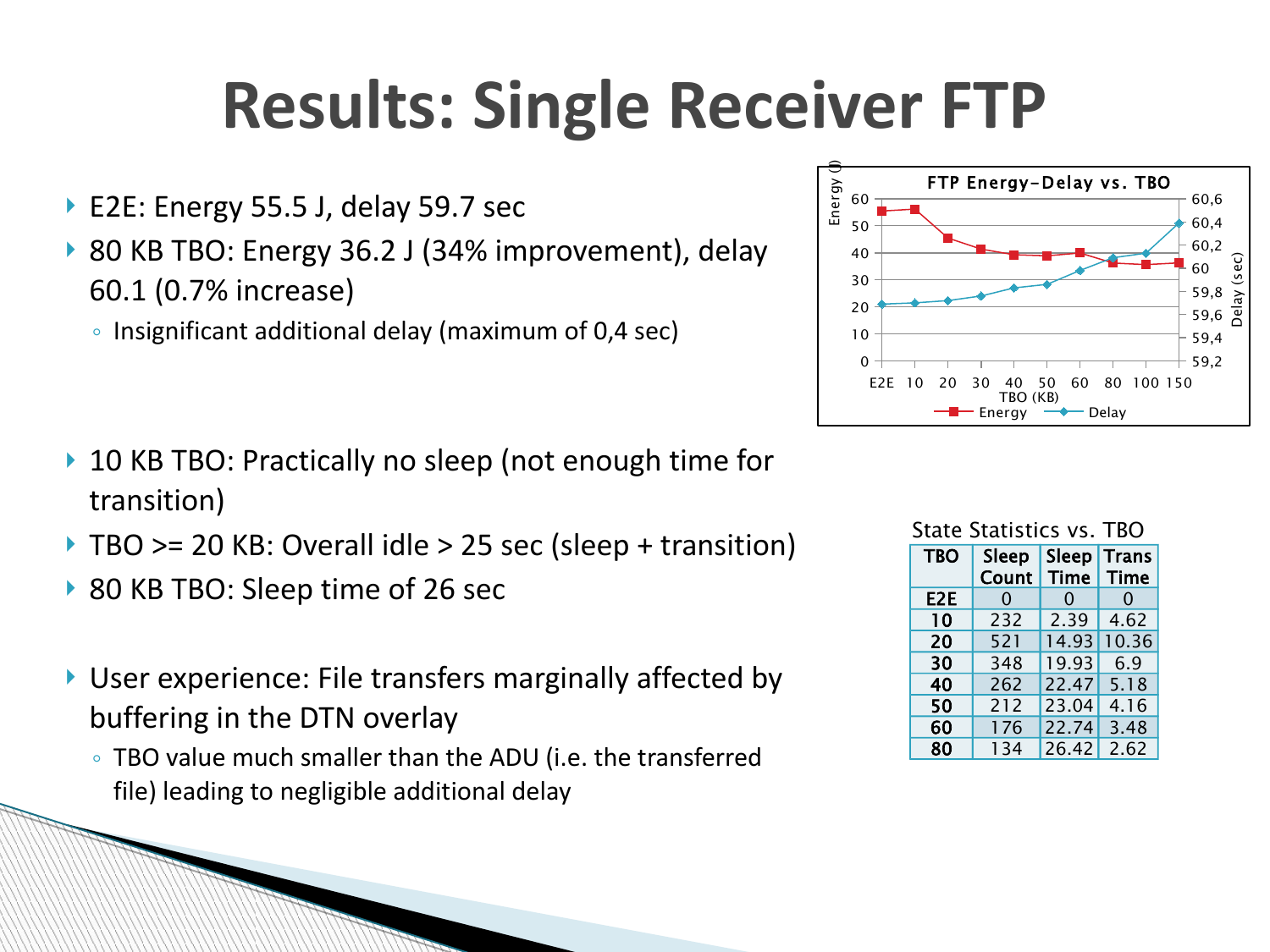# Results: Single Receiver FTP

- E2E: Energy 55.5 J, delay 59.7 sec
- 80 KB TBO: Energy 36.2 J (34% improvement), delay 60.1 (0.7% increase)
  - Insignificant additional delay (maximum of 0,4 sec)

FTP Energy-Delay vs. TBO

- 10 KB TBO: Practically no sleep (not enough time for transition)
- TBO >= 20 KB: Overall idle > 25 sec (sleep + transition)
- 80 KB TBO: Sleep time of 26 sec

State Statistics vs. TBO

| TBO | Sleep Count | Sleep Time | Trans Time |
|---|---|---|---|
| E2E | 0 | 0 | 0 |
| 10 | 232 | 2.39 | 4.62 |
| 20 | 521 | 14.93 | 10.36 |
| 30 | 348 | 19.93 | 6.9 |
| 40 | 262 | 22.47 | 5.18 |
| 50 | 212 | 23.04 | 4.16 |
| 60 | 176 | 22.74 | 3.48 |
| 80 | 134 | 26.42 | 2.62 |

- User experience: File transfers marginally affected by buffering in the DTN overlay
  - TBO value much smaller than the ADU (i.e. the transferred file) leading to negligible additional delay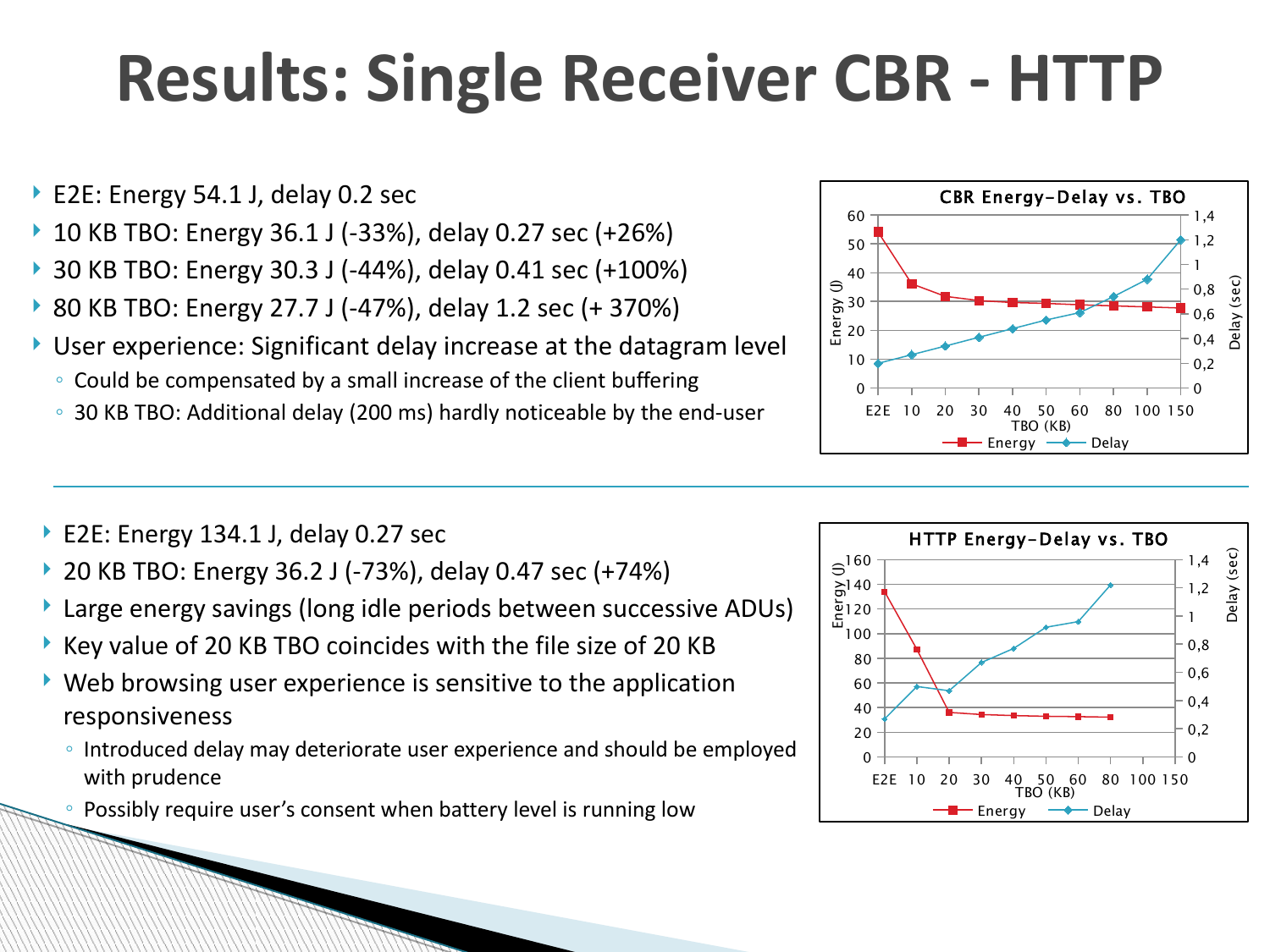# Results: Single Receiver CBR - HTTP

- E2E: Energy 54.1 J, delay 0.2 sec
- 10 KB TBO: Energy 36.1 J (-33%), delay 0.27 sec (+26%)
- 30 KB TBO: Energy 30.3 J (-44%), delay 0.41 sec (+100%)
- 80 KB TBO: Energy 27.7 J (-47%), delay 1.2 sec (+ 370%)
- User experience: Significant delay increase at the datagram level
  - Could be compensated by a small increase of the client buffering
  - 30 KB TBO: Additional delay (200 ms) hardly noticeable by the end-user

---

- E2E: Energy 134.1 J, delay 0.27 sec
- 20 KB TBO: Energy 36.2 J (-73%), delay 0.47 sec (+74%)
- Large energy savings (long idle periods between successive ADUs)
- Key value of 20 KB TBO coincides with the file size of 20 KB
- Web browsing user experience is sensitive to the application responsiveness
  - Introduced delay may deteriorate user experience and should be employed with prudence
  - Possibly require user's consent when battery level is running low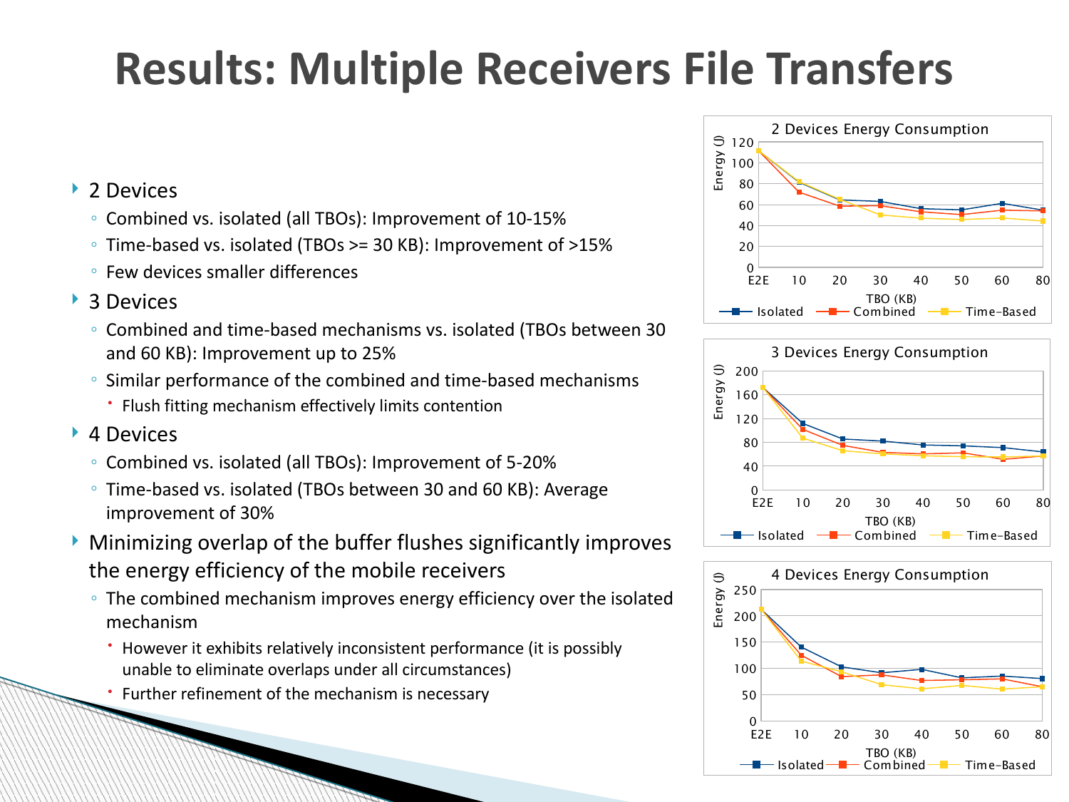# Results: Multiple Receivers File Transfers

- 2 Devices
  - Combined vs. isolated (all TBOs): Improvement of 10-15%
  - Time-based vs. isolated (TBOs >= 30 KB): Improvement of >15%
  - Few devices smaller differences
- 3 Devices
  - Combined and time-based mechanisms vs. isolated (TBOs between 30 and 60 KB): Improvement up to 25%
  - Similar performance of the combined and time-based mechanisms
    - Flush fitting mechanism effectively limits contention
- 4 Devices
  - Combined vs. isolated (all TBOs): Improvement of 5-20%
  - Time-based vs. isolated (TBOs between 30 and 60 KB): Average improvement of 30%
- Minimizing overlap of the buffer flushes significantly improves the energy efficiency of the mobile receivers
  - The combined mechanism improves energy efficiency over the isolated mechanism
    - However it exhibits relatively inconsistent performance (it is possibly unable to eliminate overlaps under all circumstances)
    - Further refinement of the mechanism is necessary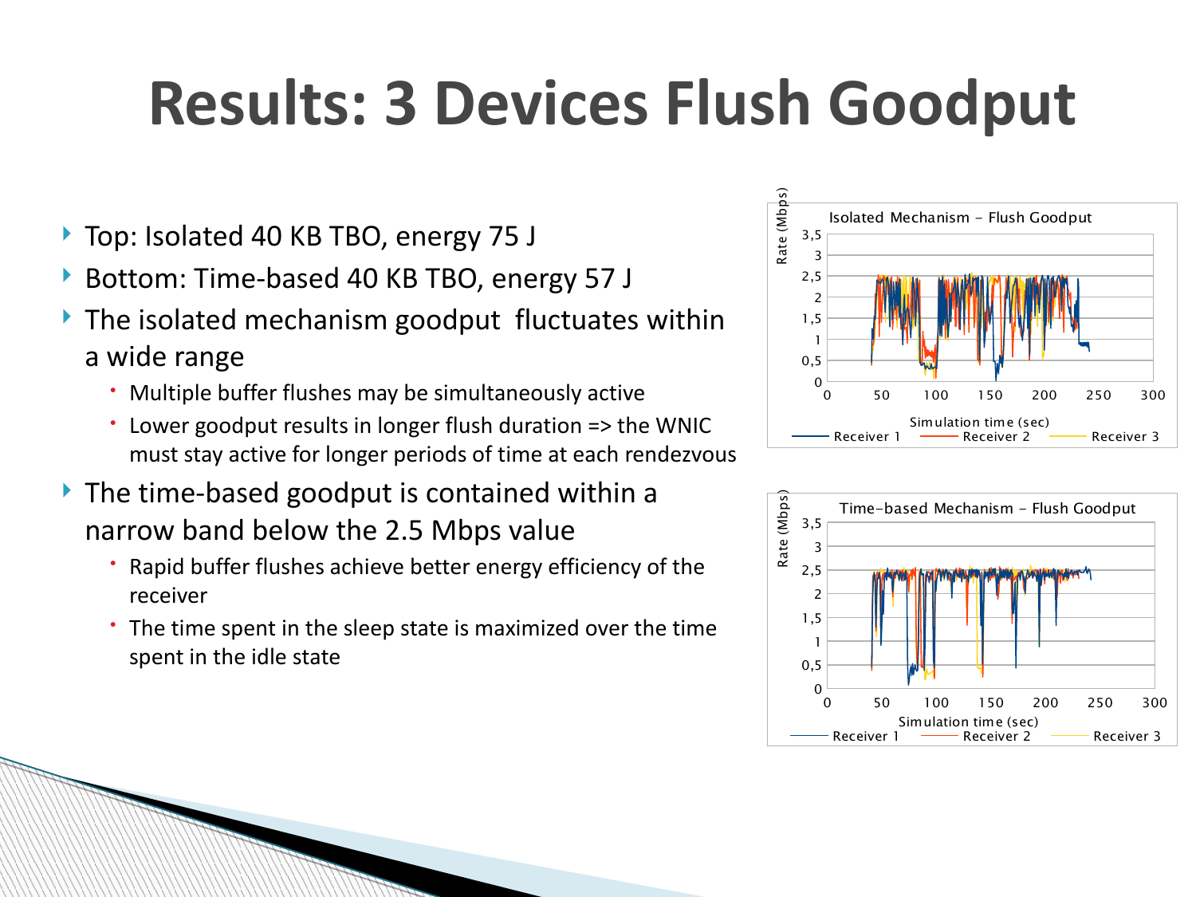# Results: 3 Devices Flush Goodput

- Top: Isolated 40 KB TBO, energy 75 J
- Bottom: Time-based 40 KB TBO, energy 57 J
- The isolated mechanism goodput fluctuates within a wide range
  - Multiple buffer flushes may be simultaneously active
  - Lower goodput results in longer flush duration => the WNIC must stay active for longer periods of time at each rendezvous
- The time-based goodput is contained within a narrow band below the 2.5 Mbps value
  - Rapid buffer flushes achieve better energy efficiency of the receiver
  - The time spent in the sleep state is maximized over the time spent in the idle state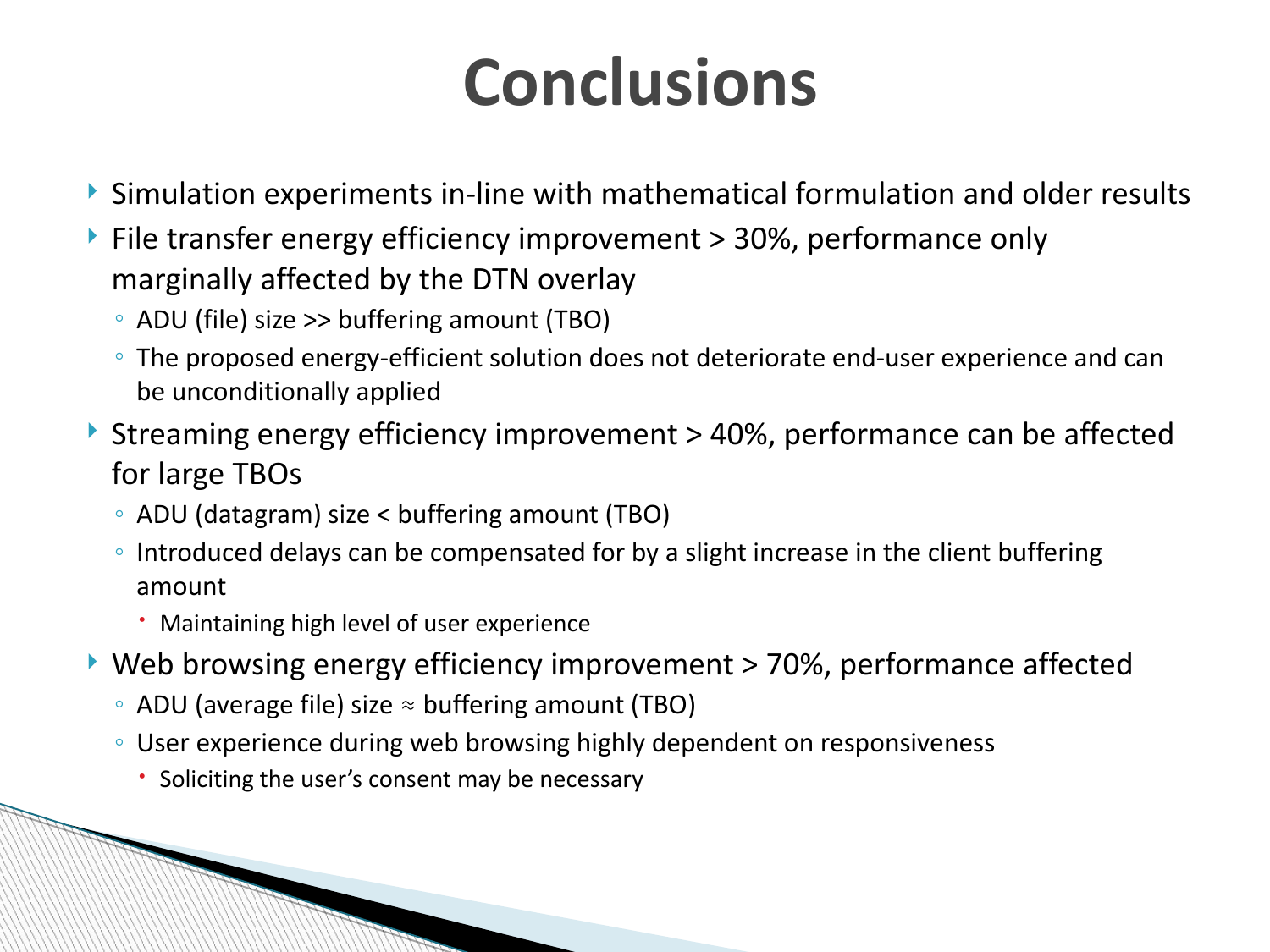# Conclusions

- Simulation experiments in-line with mathematical formulation and older results
- File transfer energy efficiency improvement > 30%, performance only marginally affected by the DTN overlay
  - ADU (file) size >> buffering amount (TBO)
  - The proposed energy-efficient solution does not deteriorate end-user experience and can be unconditionally applied
- Streaming energy efficiency improvement > 40%, performance can be affected for large TBOs
  - ADU (datagram) size < buffering amount (TBO)
  - Introduced delays can be compensated for by a slight increase in the client buffering amount
    - Maintaining high level of user experience
- Web browsing energy efficiency improvement > 70%, performance affected
  - ADU (average file) size ≈ buffering amount (TBO)
  - User experience during web browsing highly dependent on responsiveness
    - Soliciting the user's consent may be necessary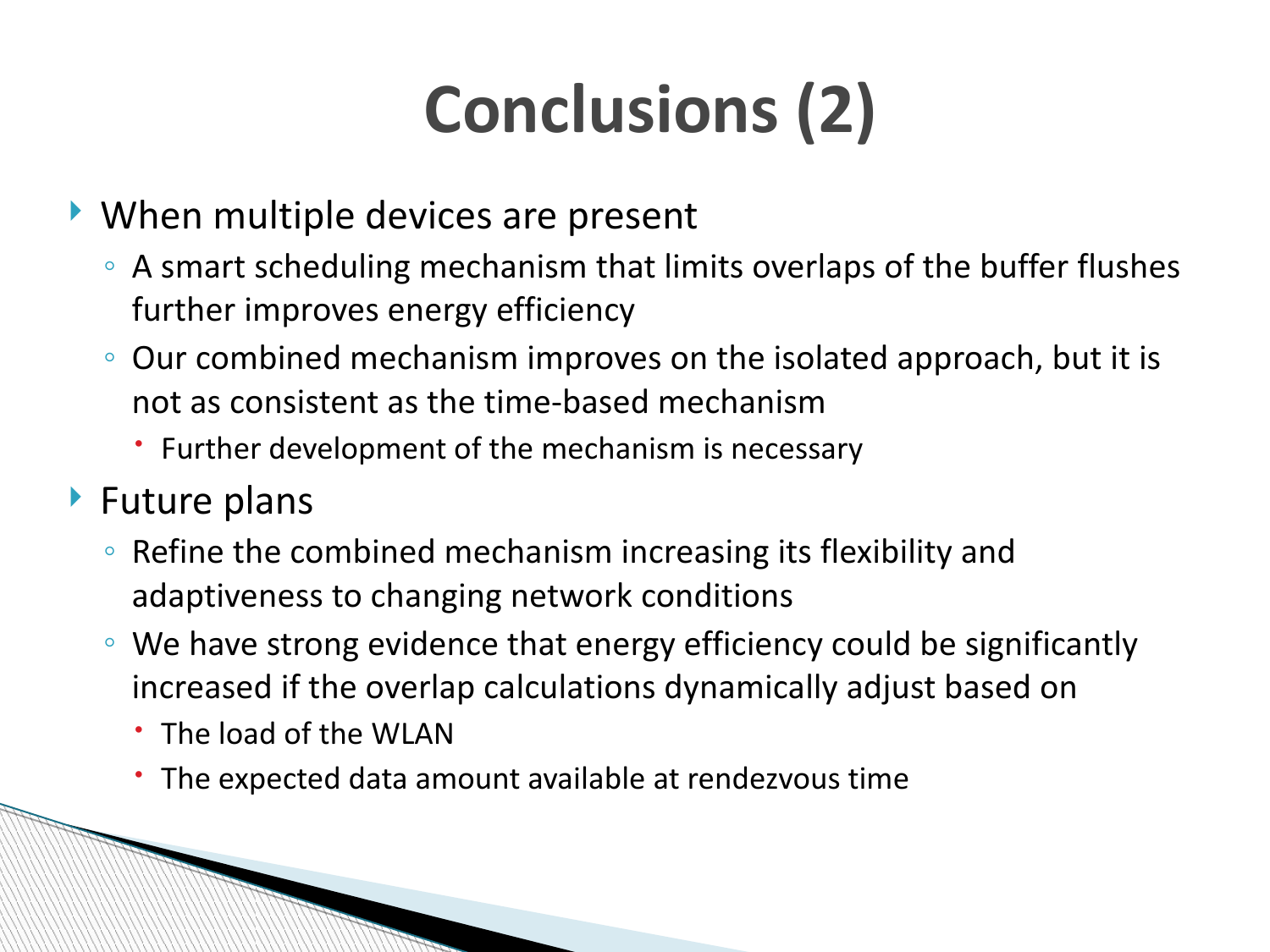# Conclusions (2)

- When multiple devices are present
  - A smart scheduling mechanism that limits overlaps of the buffer flushes further improves energy efficiency
  - Our combined mechanism improves on the isolated approach, but it is not as consistent as the time-based mechanism
    - Further development of the mechanism is necessary
- Future plans
  - Refine the combined mechanism increasing its flexibility and adaptiveness to changing network conditions
  - We have strong evidence that energy efficiency could be significantly increased if the overlap calculations dynamically adjust based on
    - The load of the WLAN
    - The expected data amount available at rendezvous time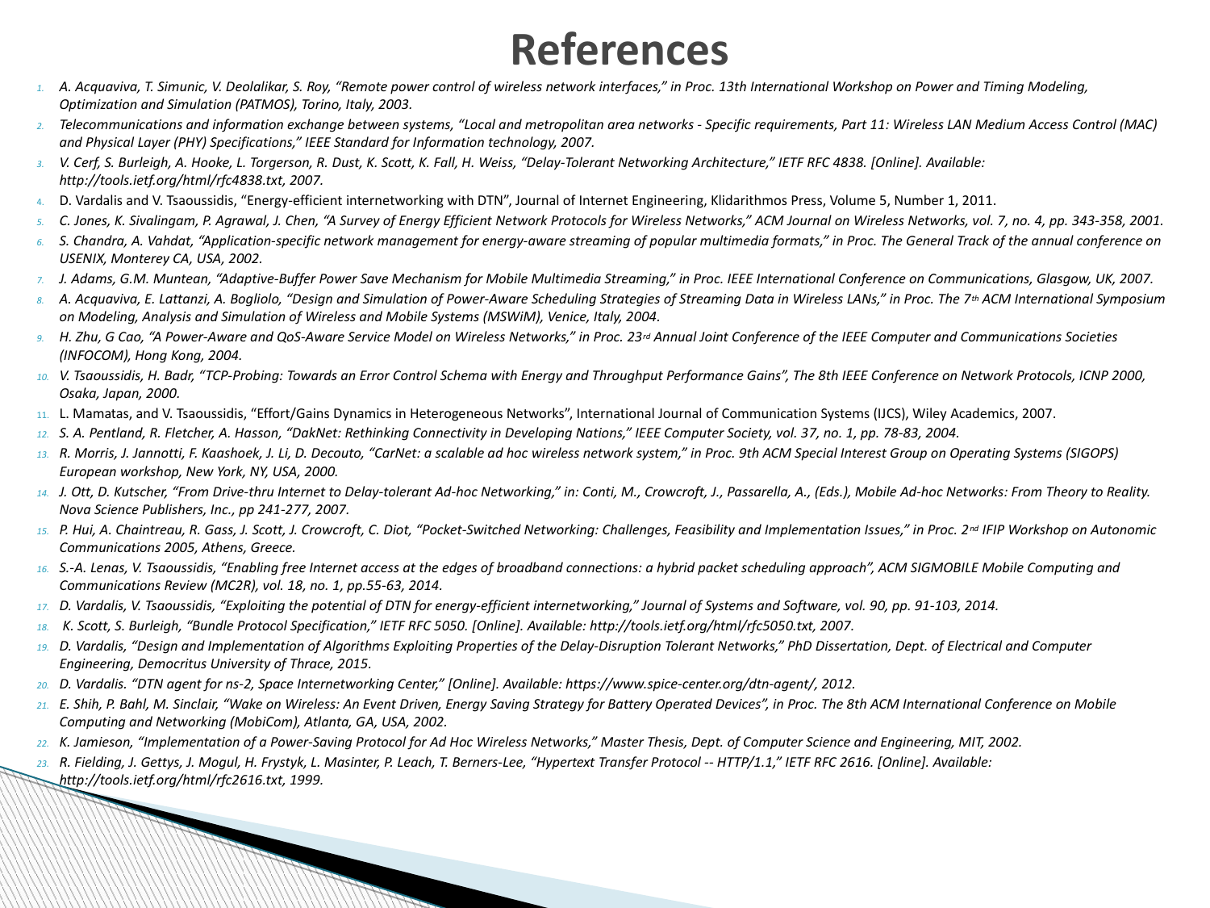# References

1. *A. Acquaviva, T. Simunic, V. Deolalikar, S. Roy, "Remote power control of wireless network interfaces," in Proc. 13th International Workshop on Power and Timing Modeling, Optimization and Simulation (PATMOS), Torino, Italy, 2003.*
2. *Telecommunications and information exchange between systems, "Local and metropolitan area networks - Specific requirements, Part 11: Wireless LAN Medium Access Control (MAC) and Physical Layer (PHY) Specifications," IEEE Standard for Information technology, 2007.*
3. *V. Cerf, S. Burleigh, A. Hooke, L. Torgerson, R. Dust, K. Scott, K. Fall, H. Weiss, "Delay-Tolerant Networking Architecture," IETF RFC 4838. [Online]. Available: http://tools.ietf.org/html/rfc4838.txt, 2007.*
4. D. Vardalis and V. Tsaoussidis, "Energy-efficient internetworking with DTN", Journal of Internet Engineering, Klidarithmos Press, Volume 5, Number 1, 2011.
5. *C. Jones, K. Sivalingam, P. Agrawal, J. Chen, "A Survey of Energy Efficient Network Protocols for Wireless Networks," ACM Journal on Wireless Networks, vol. 7, no. 4, pp. 343-358, 2001.*
6. *S. Chandra, A. Vahdat, "Application-specific network management for energy-aware streaming of popular multimedia formats," in Proc. The General Track of the annual conference on USENIX, Monterey CA, USA, 2002.*
7. *J. Adams, G.M. Muntean, "Adaptive-Buffer Power Save Mechanism for Mobile Multimedia Streaming," in Proc. IEEE International Conference on Communications, Glasgow, UK, 2007.*
8. *A. Acquaviva, E. Lattanzi, A. Bogliolo, "Design and Simulation of Power-Aware Scheduling Strategies of Streaming Data in Wireless LANs," in Proc. The 7th ACM International Symposium on Modeling, Analysis and Simulation of Wireless and Mobile Systems (MSWiM), Venice, Italy, 2004.*
9. *H. Zhu, G Cao, "A Power-Aware and QoS-Aware Service Model on Wireless Networks," in Proc. 23rd Annual Joint Conference of the IEEE Computer and Communications Societies (INFOCOM), Hong Kong, 2004.*
10. *V. Tsaoussidis, H. Badr, "TCP-Probing: Towards an Error Control Schema with Energy and Throughput Performance Gains", The 8th IEEE Conference on Network Protocols, ICNP 2000, Osaka, Japan, 2000.*
11. L. Mamatas, and V. Tsaoussidis, "Effort/Gains Dynamics in Heterogeneous Networks", International Journal of Communication Systems (IJCS), Wiley Academics, 2007.
12. *S. A. Pentland, R. Fletcher, A. Hasson, "DakNet: Rethinking Connectivity in Developing Nations," IEEE Computer Society, vol. 37, no. 1, pp. 78-83, 2004.*
13. *R. Morris, J. Jannotti, F. Kaashoek, J. Li, D. Decouto, "CarNet: a scalable ad hoc wireless network system," in Proc. 9th ACM Special Interest Group on Operating Systems (SIGOPS) European workshop, New York, NY, USA, 2000.*
14. *J. Ott, D. Kutscher, "From Drive-thru Internet to Delay-tolerant Ad-hoc Networking," in: Conti, M., Crowcroft, J., Passarella, A., (Eds.), Mobile Ad-hoc Networks: From Theory to Reality. Nova Science Publishers, Inc., pp 241-277, 2007.*
15. *P. Hui, A. Chaintreau, R. Gass, J. Scott, J. Crowcroft, C. Diot, "Pocket-Switched Networking: Challenges, Feasibility and Implementation Issues," in Proc. 2nd IFIP Workshop on Autonomic Communications 2005, Athens, Greece.*
16. *S.-A. Lenas, V. Tsaoussidis, "Enabling free Internet access at the edges of broadband connections: a hybrid packet scheduling approach", ACM SIGMOBILE Mobile Computing and Communications Review (MC2R), vol. 18, no. 1, pp.55-63, 2014.*
17. *D. Vardalis, V. Tsaoussidis, "Exploiting the potential of DTN for energy-efficient internetworking," Journal of Systems and Software, vol. 90, pp. 91-103, 2014.*
18. *K. Scott, S. Burleigh, "Bundle Protocol Specification," IETF RFC 5050. [Online]. Available: http://tools.ietf.org/html/rfc5050.txt, 2007.*
19. *D. Vardalis, "Design and Implementation of Algorithms Exploiting Properties of the Delay-Disruption Tolerant Networks," PhD Dissertation, Dept. of Electrical and Computer Engineering, Democritus University of Thrace, 2015.*
20. *D. Vardalis. "DTN agent for ns-2, Space Internetworking Center," [Online]. Available: https://www.spice-center.org/dtn-agent/, 2012.*
21. *E. Shih, P. Bahl, M. Sinclair, "Wake on Wireless: An Event Driven, Energy Saving Strategy for Battery Operated Devices", in Proc. The 8th ACM International Conference on Mobile Computing and Networking (MobiCom), Atlanta, GA, USA, 2002.*
22. *K. Jamieson, "Implementation of a Power-Saving Protocol for Ad Hoc Wireless Networks," Master Thesis, Dept. of Computer Science and Engineering, MIT, 2002.*
23. *R. Fielding, J. Gettys, J. Mogul, H. Frystyk, L. Masinter, P. Leach, T. Berners-Lee, "Hypertext Transfer Protocol -- HTTP/1.1," IETF RFC 2616. [Online]. Available: http://tools.ietf.org/html/rfc2616.txt, 1999.*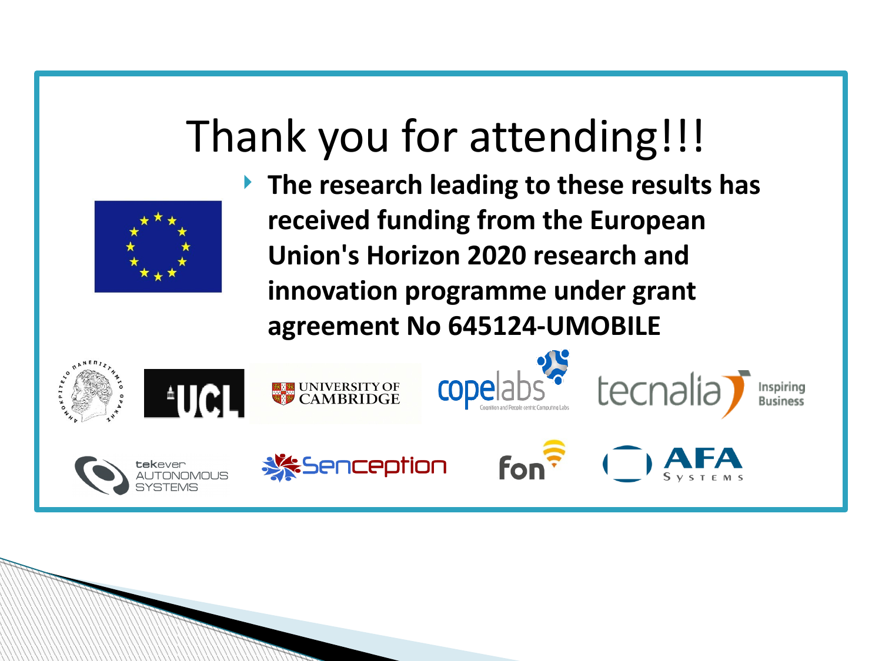# Thank you for attending!!!

- **The research leading to these results has received funding from the European Union's Horizon 2020 research and innovation programme under grant agreement No 645124-UMOBILE**